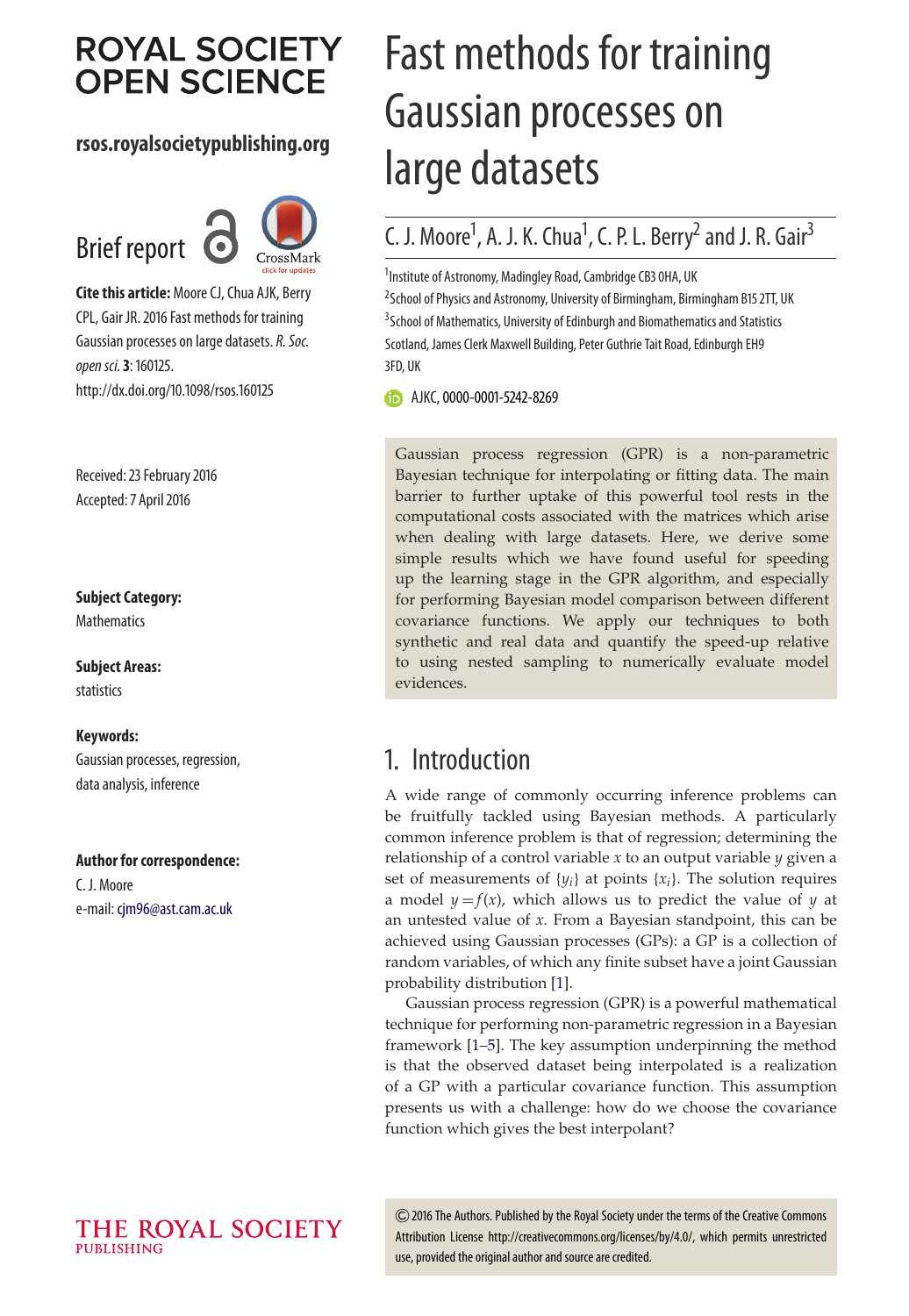ROYAL SOCIETY OPEN SCIENCE

**rsos.royalsocietypublishing.org**

Brief report

**Cite this article:** Moore CJ, Chua AJK, Berry CPL, Gair JR. 2016 Fast methods for training Gaussian processes on large datasets. *R. Soc. open sci.* **3**: 160125. http://dx.doi.org/10.1098/rsos.160125

Received: 23 February 2016
Accepted: 7 April 2016

**Subject Category:**
Mathematics

**Subject Areas:**
statistics

**Keywords:**
Gaussian processes, regression, data analysis, inference

**Author for correspondence:**
C. J. Moore
e-mail: cjm96@ast.cam.ac.uk

# Fast methods for training Gaussian processes on large datasets

C. J. Moore[1], A. J. K. Chua[1], C. P. L. Berry[2] and J. R. Gair[3]

[1]Institute of Astronomy, Madingley Road, Cambridge CB3 0HA, UK
[2]School of Physics and Astronomy, University of Birmingham, Birmingham B15 2TT, UK
[3]School of Mathematics, University of Edinburgh and Biomathematics and Statistics Scotland, James Clerk Maxwell Building, Peter Guthrie Tait Road, Edinburgh EH9 3FD, UK

AJKC, 0000-0001-5242-8269

Gaussian process regression (GPR) is a non-parametric Bayesian technique for interpolating or fitting data. The main barrier to further uptake of this powerful tool rests in the computational costs associated with the matrices which arise when dealing with large datasets. Here, we derive some simple results which we have found useful for speeding up the learning stage in the GPR algorithm, and especially for performing Bayesian model comparison between different covariance functions. We apply our techniques to both synthetic and real data and quantify the speed-up relative to using nested sampling to numerically evaluate model evidences.

## 1. Introduction

A wide range of commonly occurring inference problems can be fruitfully tackled using Bayesian methods. A particularly common inference problem is that of regression; determining the relationship of a control variable $x$ to an output variable $y$ given a set of measurements of $\{y_i\}$ at points $\{x_i\}$. The solution requires a model $y = f(x)$, which allows us to predict the value of $y$ at an untested value of $x$. From a Bayesian standpoint, this can be achieved using Gaussian processes (GPs): a GP is a collection of random variables, of which any finite subset have a joint Gaussian probability distribution [1].

Gaussian process regression (GPR) is a powerful mathematical technique for performing non-parametric regression in a Bayesian framework [1–5]. The key assumption underpinning the method is that the observed dataset being interpolated is a realization of a GP with a particular covariance function. This assumption presents us with a challenge: how do we choose the covariance function which gives the best interpolant?

© 2016 The Authors. Published by the Royal Society under the terms of the Creative Commons Attribution License http://creativecommons.org/licenses/by/4.0/, which permits unrestricted use, provided the original author and source are credited.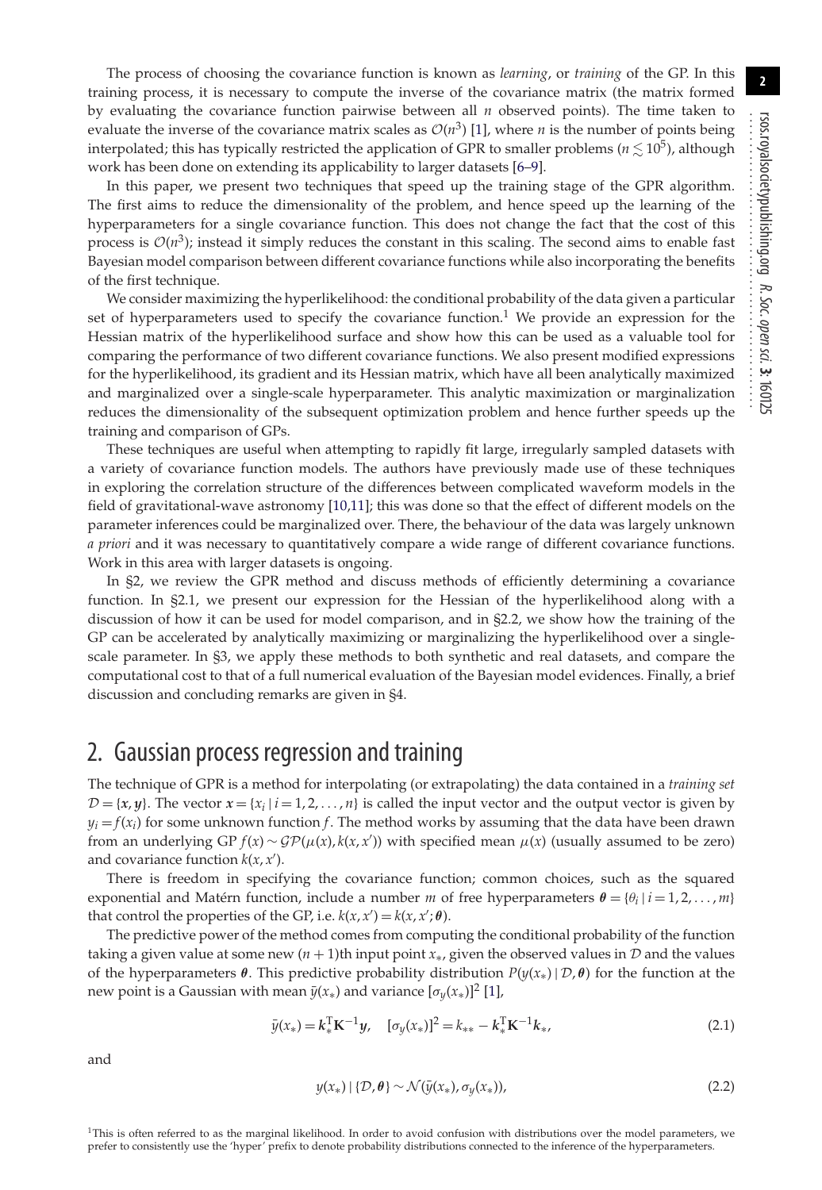The process of choosing the covariance function is known as *learning*, or *training* of the GP. In this training process, it is necessary to compute the inverse of the covariance matrix (the matrix formed by evaluating the covariance function pairwise between all $n$ observed points). The time taken to evaluate the inverse of the covariance matrix scales as $\mathcal{O}(n^3)$ [1], where $n$ is the number of points being interpolated; this has typically restricted the application of GPR to smaller problems ($n \lesssim 10^5$), although work has been done on extending its applicability to larger datasets [6–9].

In this paper, we present two techniques that speed up the training stage of the GPR algorithm. The first aims to reduce the dimensionality of the problem, and hence speed up the learning of the hyperparameters for a single covariance function. This does not change the fact that the cost of this process is $\mathcal{O}(n^3)$; instead it simply reduces the constant in this scaling. The second aims to enable fast Bayesian model comparison between different covariance functions while also incorporating the benefits of the first technique.

We consider maximizing the hyperlikelihood: the conditional probability of the data given a particular set of hyperparameters used to specify the covariance function.[1] We provide an expression for the Hessian matrix of the hyperlikelihood surface and show how this can be used as a valuable tool for comparing the performance of two different covariance functions. We also present modified expressions for the hyperlikelihood, its gradient and its Hessian matrix, which have all been analytically maximized and marginalized over a single-scale hyperparameter. This analytic maximization or marginalization reduces the dimensionality of the subsequent optimization problem and hence further speeds up the training and comparison of GPs.

These techniques are useful when attempting to rapidly fit large, irregularly sampled datasets with a variety of covariance function models. The authors have previously made use of these techniques in exploring the correlation structure of the differences between complicated waveform models in the field of gravitational-wave astronomy [10,11]; this was done so that the effect of different models on the parameter inferences could be marginalized over. There, the behaviour of the data was largely unknown *a priori* and it was necessary to quantitatively compare a wide range of different covariance functions. Work in this area with larger datasets is ongoing.

In §2, we review the GPR method and discuss methods of efficiently determining a covariance function. In §2.1, we present our expression for the Hessian of the hyperlikelihood along with a discussion of how it can be used for model comparison, and in §2.2, we show how the training of the GP can be accelerated by analytically maximizing or marginalizing the hyperlikelihood over a single-scale parameter. In §3, we apply these methods to both synthetic and real datasets, and compare the computational cost to that of a full numerical evaluation of the Bayesian model evidences. Finally, a brief discussion and concluding remarks are given in §4.

## 2. Gaussian process regression and training

The technique of GPR is a method for interpolating (or extrapolating) the data contained in a *training set* $\mathcal{D} = \{\boldsymbol{x}, \boldsymbol{y}\}$. The vector $\boldsymbol{x} = \{x_i \mid i = 1, 2, \ldots, n\}$ is called the input vector and the output vector is given by $y_i = f(x_i)$ for some unknown function $f$. The method works by assuming that the data have been drawn from an underlying GP $f(x) \sim \mathcal{GP}(\mu(x), k(x, x'))$ with specified mean $\mu(x)$ (usually assumed to be zero) and covariance function $k(x, x')$.

There is freedom in specifying the covariance function; common choices, such as the squared exponential and Matérn function, include a number $m$ of free hyperparameters $\boldsymbol{\theta} = \{\theta_i \mid i = 1, 2, \ldots, m\}$ that control the properties of the GP, i.e. $k(x, x') = k(x, x'; \boldsymbol{\theta})$.

The predictive power of the method comes from computing the conditional probability of the function taking a given value at some new $(n+1)$th input point $x_*$, given the observed values in $\mathcal{D}$ and the values of the hyperparameters $\boldsymbol{\theta}$. This predictive probability distribution $P(y(x_*) \mid \mathcal{D}, \boldsymbol{\theta})$ for the function at the new point is a Gaussian with mean $\bar{y}(x_*)$ and variance $[\sigma_y(x_*)]^2$ [1],

$$\bar{y}(x_*) = \boldsymbol{k}_*^{\mathrm{T}} \mathbf{K}^{-1} \boldsymbol{y}, \quad [\sigma_y(x_*)]^2 = k_{**} - \boldsymbol{k}_*^{\mathrm{T}} \mathbf{K}^{-1} \boldsymbol{k}_*, \tag{2.1}$$

and

$$y(x_*) \mid \{\mathcal{D}, \boldsymbol{\theta}\} \sim \mathcal{N}(\bar{y}(x_*), \sigma_y(x_*)), \tag{2.2}$$

[1] This is often referred to as the marginal likelihood. In order to avoid confusion with distributions over the model parameters, we prefer to consistently use the 'hyper' prefix to denote probability distributions connected to the inference of the hyperparameters.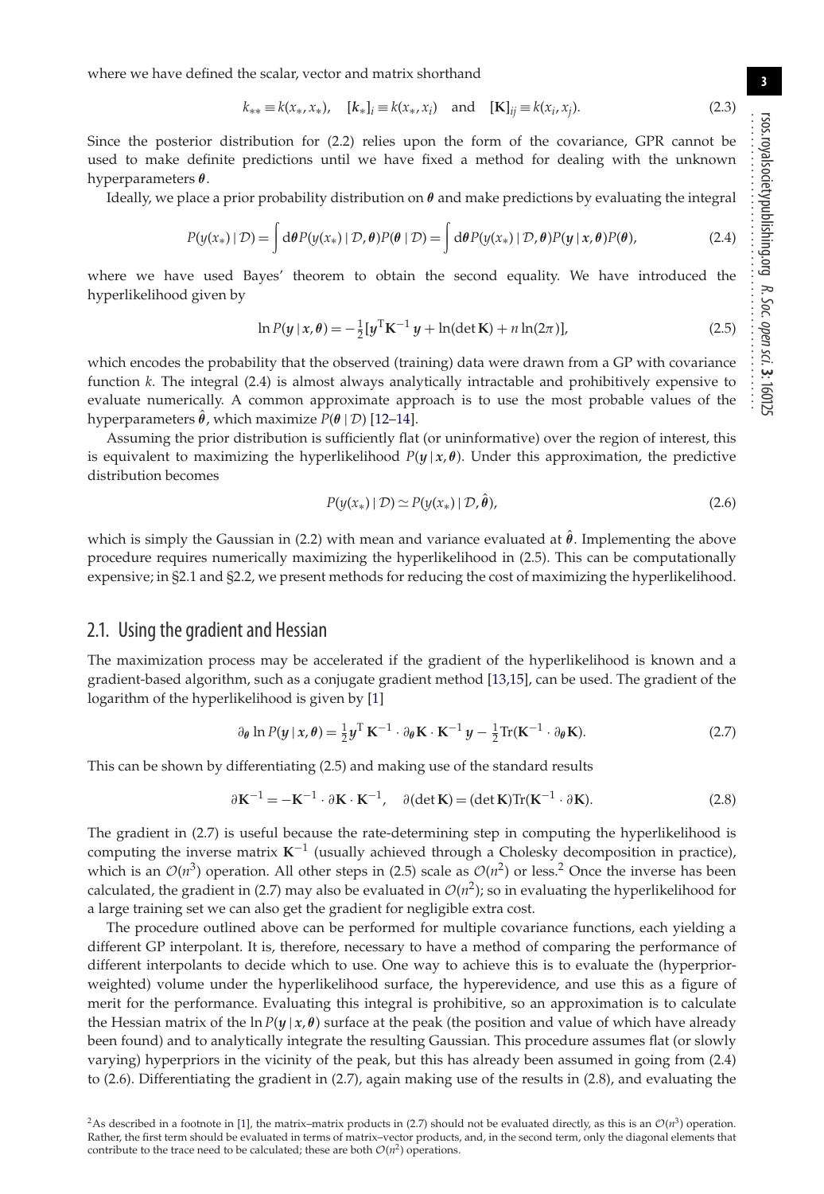where we have defined the scalar, vector and matrix shorthand

$$k_{**} \equiv k(x_*, x_*), \quad [\boldsymbol{k}_*]_i \equiv k(x_*, x_i) \quad \text{and} \quad [\mathbf{K}]_{ij} \equiv k(x_i, x_j). \tag{2.3}$$

Since the posterior distribution for (2.2) relies upon the form of the covariance, GPR cannot be used to make definite predictions until we have fixed a method for dealing with the unknown hyperparameters $\boldsymbol{\theta}$.

Ideally, we place a prior probability distribution on $\boldsymbol{\theta}$ and make predictions by evaluating the integral

$$P(y(x_*) \mid \mathcal{D}) = \int \mathrm{d}\boldsymbol{\theta} P(y(x_*) \mid \mathcal{D}, \boldsymbol{\theta}) P(\boldsymbol{\theta} \mid \mathcal{D}) = \int \mathrm{d}\boldsymbol{\theta} P(y(x_*) \mid \mathcal{D}, \boldsymbol{\theta}) P(\boldsymbol{y} \mid \boldsymbol{x}, \boldsymbol{\theta}) P(\boldsymbol{\theta}), \tag{2.4}$$

where we have used Bayes' theorem to obtain the second equality. We have introduced the hyperlikelihood given by

$$\ln P(\boldsymbol{y} \mid \boldsymbol{x}, \boldsymbol{\theta}) = -\tfrac{1}{2}[\boldsymbol{y}^{\mathrm{T}} \mathbf{K}^{-1} \boldsymbol{y} + \ln(\det \mathbf{K}) + n \ln(2\pi)], \tag{2.5}$$

which encodes the probability that the observed (training) data were drawn from a GP with covariance function $k$. The integral (2.4) is almost always analytically intractable and prohibitively expensive to evaluate numerically. A common approximate approach is to use the most probable values of the hyperparameters $\hat{\boldsymbol{\theta}}$, which maximize $P(\boldsymbol{\theta} \mid \mathcal{D})$ [12–14].

Assuming the prior distribution is sufficiently flat (or uninformative) over the region of interest, this is equivalent to maximizing the hyperlikelihood $P(\boldsymbol{y} \mid \boldsymbol{x}, \boldsymbol{\theta})$. Under this approximation, the predictive distribution becomes

$$P(y(x_*) \mid \mathcal{D}) \simeq P(y(x_*) \mid \mathcal{D}, \hat{\boldsymbol{\theta}}), \tag{2.6}$$

which is simply the Gaussian in (2.2) with mean and variance evaluated at $\hat{\boldsymbol{\theta}}$. Implementing the above procedure requires numerically maximizing the hyperlikelihood in (2.5). This can be computationally expensive; in §2.1 and §2.2, we present methods for reducing the cost of maximizing the hyperlikelihood.

## 2.1. Using the gradient and Hessian

The maximization process may be accelerated if the gradient of the hyperlikelihood is known and a gradient-based algorithm, such as a conjugate gradient method [13,15], can be used. The gradient of the logarithm of the hyperlikelihood is given by [1]

$$\partial_{\boldsymbol{\theta}} \ln P(\boldsymbol{y} \mid \boldsymbol{x}, \boldsymbol{\theta}) = \tfrac{1}{2} \boldsymbol{y}^{\mathrm{T}} \mathbf{K}^{-1} \cdot \partial_{\boldsymbol{\theta}} \mathbf{K} \cdot \mathbf{K}^{-1} \boldsymbol{y} - \tfrac{1}{2} \mathrm{Tr}(\mathbf{K}^{-1} \cdot \partial_{\boldsymbol{\theta}} \mathbf{K}). \tag{2.7}$$

This can be shown by differentiating (2.5) and making use of the standard results

$$\partial \mathbf{K}^{-1} = -\mathbf{K}^{-1} \cdot \partial \mathbf{K} \cdot \mathbf{K}^{-1}, \quad \partial(\det \mathbf{K}) = (\det \mathbf{K}) \mathrm{Tr}(\mathbf{K}^{-1} \cdot \partial \mathbf{K}). \tag{2.8}$$

The gradient in (2.7) is useful because the rate-determining step in computing the hyperlikelihood is computing the inverse matrix $\mathbf{K}^{-1}$ (usually achieved through a Cholesky decomposition in practice), which is an $\mathcal{O}(n^3)$ operation. All other steps in (2.5) scale as $\mathcal{O}(n^2)$ or less.[2] Once the inverse has been calculated, the gradient in (2.7) may also be evaluated in $\mathcal{O}(n^2)$; so in evaluating the hyperlikelihood for a large training set we can also get the gradient for negligible extra cost.

The procedure outlined above can be performed for multiple covariance functions, each yielding a different GP interpolant. It is, therefore, necessary to have a method of comparing the performance of different interpolants to decide which to use. One way to achieve this is to evaluate the (hyperprior-weighted) volume under the hyperlikelihood surface, the hyperevidence, and use this as a figure of merit for the performance. Evaluating this integral is prohibitive, so an approximation is to calculate the Hessian matrix of the $\ln P(\boldsymbol{y} \mid \boldsymbol{x}, \boldsymbol{\theta})$ surface at the peak (the position and value of which have already been found) and to analytically integrate the resulting Gaussian. This procedure assumes flat (or slowly varying) hyperpriors in the vicinity of the peak, but this has already been assumed in going from (2.4) to (2.6). Differentiating the gradient in (2.7), again making use of the results in (2.8), and evaluating the

[2] As described in a footnote in [1], the matrix–matrix products in (2.7) should not be evaluated directly, as this is an $\mathcal{O}(n^3)$ operation. Rather, the first term should be evaluated in terms of matrix–vector products, and, in the second term, only the diagonal elements that contribute to the trace need to be calculated; these are both $\mathcal{O}(n^2)$ operations.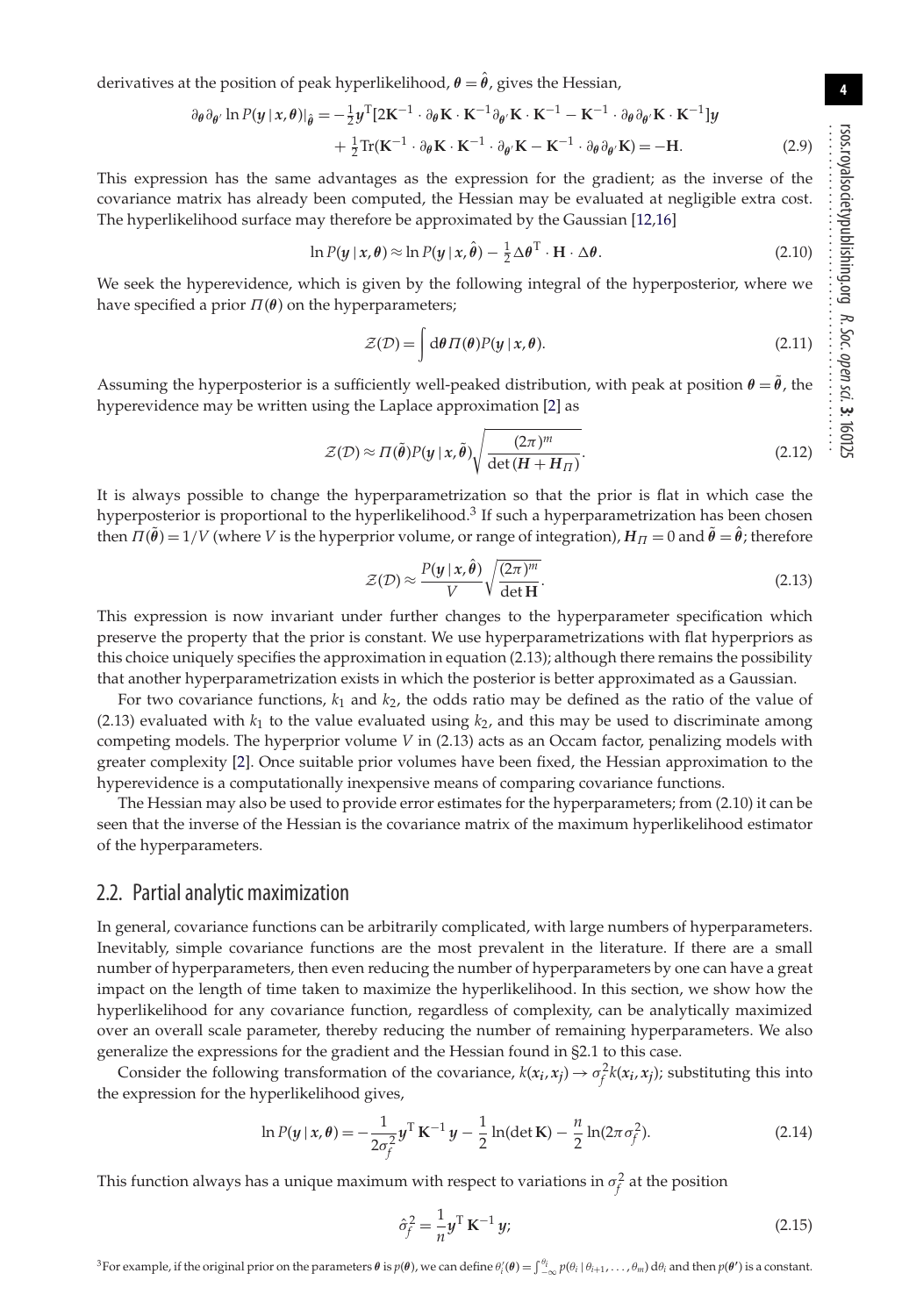derivatives at the position of peak hyperlikelihood, $\boldsymbol{\theta} = \hat{\boldsymbol{\theta}}$, gives the Hessian,

$$
\begin{aligned}
\partial_{\boldsymbol{\theta}} \partial_{\boldsymbol{\theta}'} \ln P(\boldsymbol{y} \,|\, \boldsymbol{x}, \boldsymbol{\theta})|_{\hat{\boldsymbol{\theta}}} = &-\tfrac{1}{2} \boldsymbol{y}^{\mathrm{T}} [2\mathbf{K}^{-1} \cdot \partial_{\boldsymbol{\theta}} \mathbf{K} \cdot \mathbf{K}^{-1} \partial_{\boldsymbol{\theta}'} \mathbf{K} \cdot \mathbf{K}^{-1} - \mathbf{K}^{-1} \cdot \partial_{\boldsymbol{\theta}} \partial_{\boldsymbol{\theta}'} \mathbf{K} \cdot \mathbf{K}^{-1}] \boldsymbol{y} \\
&+ \tfrac{1}{2} \mathrm{Tr}(\mathbf{K}^{-1} \cdot \partial_{\boldsymbol{\theta}} \mathbf{K} \cdot \mathbf{K}^{-1} \cdot \partial_{\boldsymbol{\theta}'} \mathbf{K} - \mathbf{K}^{-1} \cdot \partial_{\boldsymbol{\theta}} \partial_{\boldsymbol{\theta}'} \mathbf{K}) = -\mathbf{H}.
\end{aligned} \tag{2.9}
$$

This expression has the same advantages as the expression for the gradient; as the inverse of the covariance matrix has already been computed, the Hessian may be evaluated at negligible extra cost. The hyperlikelihood surface may therefore be approximated by the Gaussian [12,16]

$$
\ln P(\boldsymbol{y} \,|\, \boldsymbol{x}, \boldsymbol{\theta}) \approx \ln P(\boldsymbol{y} \,|\, \boldsymbol{x}, \hat{\boldsymbol{\theta}}) - \tfrac{1}{2} \Delta \boldsymbol{\theta}^{\mathrm{T}} \cdot \mathbf{H} \cdot \Delta \boldsymbol{\theta}. \tag{2.10}
$$

We seek the hyperevidence, which is given by the following integral of the hyperposterior, where we have specified a prior $\Pi(\boldsymbol{\theta})$ on the hyperparameters;

$$
\mathcal{Z}(\mathcal{D}) = \int \mathrm{d}\boldsymbol{\theta} \, \Pi(\boldsymbol{\theta}) P(\boldsymbol{y} \,|\, \boldsymbol{x}, \boldsymbol{\theta}). \tag{2.11}
$$

Assuming the hyperposterior is a sufficiently well-peaked distribution, with peak at position $\boldsymbol{\theta} = \tilde{\boldsymbol{\theta}}$, the hyperevidence may be written using the Laplace approximation [2] as

$$
\mathcal{Z}(\mathcal{D}) \approx \Pi(\tilde{\boldsymbol{\theta}}) P(\boldsymbol{y} \,|\, \boldsymbol{x}, \tilde{\boldsymbol{\theta}}) \sqrt{\frac{(2\pi)^m}{\det(\boldsymbol{H} + \boldsymbol{H}_{\Pi})}}. \tag{2.12}
$$

It is always possible to change the hyperparametrization so that the prior is flat in which case the hyperposterior is proportional to the hyperlikelihood.[3] If such a hyperparametrization has been chosen then $\Pi(\tilde{\boldsymbol{\theta}}) = 1/V$ (where $V$ is the hyperprior volume, or range of integration), $\boldsymbol{H}_{\Pi} = 0$ and $\tilde{\boldsymbol{\theta}} = \hat{\boldsymbol{\theta}}$; therefore

$$
\mathcal{Z}(\mathcal{D}) \approx \frac{P(\boldsymbol{y} \,|\, \boldsymbol{x}, \hat{\boldsymbol{\theta}})}{V} \sqrt{\frac{(2\pi)^m}{\det \mathbf{H}}}. \tag{2.13}
$$

This expression is now invariant under further changes to the hyperparameter specification which preserve the property that the prior is constant. We use hyperparametrizations with flat hyperpriors as this choice uniquely specifies the approximation in equation (2.13); although there remains the possibility that another hyperparametrization exists in which the posterior is better approximated as a Gaussian.

For two covariance functions, $k_1$ and $k_2$, the odds ratio may be defined as the ratio of the value of (2.13) evaluated with $k_1$ to the value evaluated using $k_2$, and this may be used to discriminate among competing models. The hyperprior volume $V$ in (2.13) acts as an Occam factor, penalizing models with greater complexity [2]. Once suitable prior volumes have been fixed, the Hessian approximation to the hyperevidence is a computationally inexpensive means of comparing covariance functions.

The Hessian may also be used to provide error estimates for the hyperparameters; from (2.10) it can be seen that the inverse of the Hessian is the covariance matrix of the maximum hyperlikelihood estimator of the hyperparameters.

## 2.2. Partial analytic maximization

In general, covariance functions can be arbitrarily complicated, with large numbers of hyperparameters. Inevitably, simple covariance functions are the most prevalent in the literature. If there are a small number of hyperparameters, then even reducing the number of hyperparameters by one can have a great impact on the length of time taken to maximize the hyperlikelihood. In this section, we show how the hyperlikelihood for any covariance function, regardless of complexity, can be analytically maximized over an overall scale parameter, thereby reducing the number of remaining hyperparameters. We also generalize the expressions for the gradient and the Hessian found in §2.1 to this case.

Consider the following transformation of the covariance, $k(\boldsymbol{x}_i, \boldsymbol{x}_j) \to \sigma_f^2 k(\boldsymbol{x}_i, \boldsymbol{x}_j)$; substituting this into the expression for the hyperlikelihood gives,

$$
\ln P(\boldsymbol{y} \,|\, \boldsymbol{x}, \boldsymbol{\theta}) = -\frac{1}{2\sigma_f^2} \boldsymbol{y}^{\mathrm{T}} \mathbf{K}^{-1} \boldsymbol{y} - \frac{1}{2} \ln(\det \mathbf{K}) - \frac{n}{2} \ln(2\pi \sigma_f^2). \tag{2.14}
$$

This function always has a unique maximum with respect to variations in $\sigma_f^2$ at the position

$$
\hat{\sigma}_f^2 = \frac{1}{n} \boldsymbol{y}^{\mathrm{T}} \mathbf{K}^{-1} \boldsymbol{y}; \tag{2.15}
$$

[3] For example, if the original prior on the parameters $\boldsymbol{\theta}$ is $p(\boldsymbol{\theta})$, we can define $\theta_i'(\boldsymbol{\theta}) = \int_{-\infty}^{\theta_i} p(\theta_i \,|\, \theta_{i+1}, \ldots, \theta_m) \, \mathrm{d}\theta_i$ and then $p(\boldsymbol{\theta}')$ is a constant.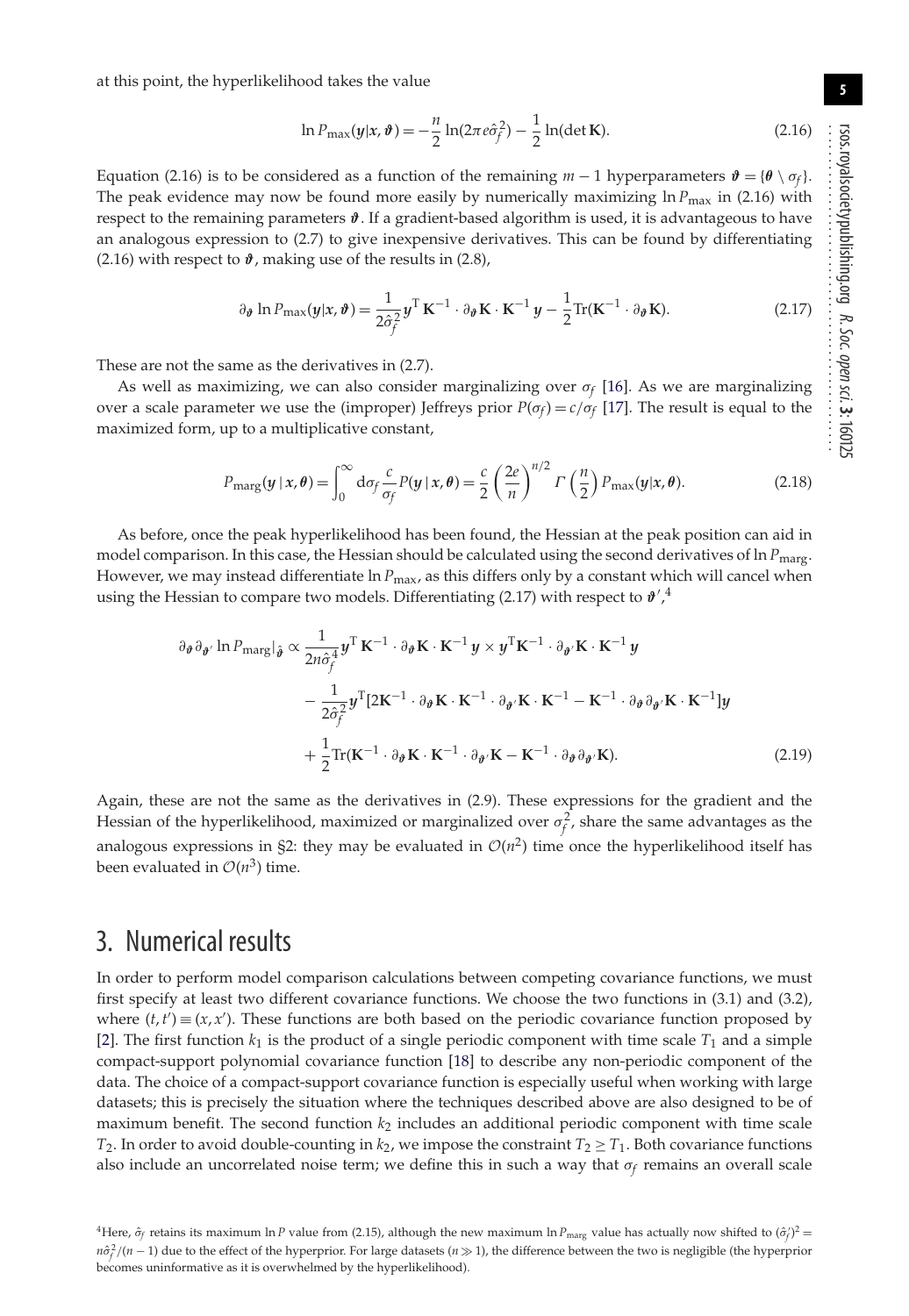at this point, the hyperlikelihood takes the value

$$\ln P_{\max}(\boldsymbol{y}|\boldsymbol{x},\boldsymbol{\vartheta}) = -\frac{n}{2}\ln(2\pi e\hat{\sigma}_f^2) - \frac{1}{2}\ln(\det \mathbf{K}). \tag{2.16}$$

Equation (2.16) is to be considered as a function of the remaining $m-1$ hyperparameters $\boldsymbol{\vartheta} = \{\boldsymbol{\theta} \setminus \sigma_f\}$. The peak evidence may now be found more easily by numerically maximizing $\ln P_{\max}$ in (2.16) with respect to the remaining parameters $\boldsymbol{\vartheta}$. If a gradient-based algorithm is used, it is advantageous to have an analogous expression to (2.7) to give inexpensive derivatives. This can be found by differentiating (2.16) with respect to $\boldsymbol{\vartheta}$, making use of the results in (2.8),

$$\partial_{\boldsymbol{\vartheta}} \ln P_{\max}(\boldsymbol{y}|\boldsymbol{x},\boldsymbol{\vartheta}) = \frac{1}{2\hat{\sigma}_f^2}\boldsymbol{y}^{\mathrm{T}}\,\mathbf{K}^{-1}\cdot\partial_{\boldsymbol{\vartheta}}\mathbf{K}\cdot\mathbf{K}^{-1}\,\boldsymbol{y} - \frac{1}{2}\mathrm{Tr}(\mathbf{K}^{-1}\cdot\partial_{\boldsymbol{\vartheta}}\mathbf{K}). \tag{2.17}$$

These are not the same as the derivatives in (2.7).

As well as maximizing, we can also consider marginalizing over $\sigma_f$ [16]. As we are marginalizing over a scale parameter we use the (improper) Jeffreys prior $P(\sigma_f) = c/\sigma_f$ [17]. The result is equal to the maximized form, up to a multiplicative constant,

$$P_{\mathrm{marg}}(\boldsymbol{y}\,|\,\boldsymbol{x},\boldsymbol{\theta}) = \int_0^\infty \mathrm{d}\sigma_f\,\frac{c}{\sigma_f}P(\boldsymbol{y}\,|\,\boldsymbol{x},\boldsymbol{\theta}) = \frac{c}{2}\left(\frac{2e}{n}\right)^{n/2}\Gamma\left(\frac{n}{2}\right)P_{\max}(\boldsymbol{y}|\boldsymbol{x},\boldsymbol{\theta}). \tag{2.18}$$

As before, once the peak hyperlikelihood has been found, the Hessian at the peak position can aid in model comparison. In this case, the Hessian should be calculated using the second derivatives of $\ln P_{\mathrm{marg}}$. However, we may instead differentiate $\ln P_{\max}$, as this differs only by a constant which will cancel when using the Hessian to compare two models. Differentiating (2.17) with respect to $\boldsymbol{\vartheta}'$,[4]

$$\begin{aligned}
\partial_{\boldsymbol{\vartheta}}\partial_{\boldsymbol{\vartheta}'}\ln P_{\mathrm{marg}}|_{\hat{\boldsymbol{\vartheta}}} \propto\; & \frac{1}{2n\hat{\sigma}_f^4}\boldsymbol{y}^{\mathrm{T}}\,\mathbf{K}^{-1}\cdot\partial_{\boldsymbol{\vartheta}}\mathbf{K}\cdot\mathbf{K}^{-1}\,\boldsymbol{y}\times\boldsymbol{y}^{\mathrm{T}}\mathbf{K}^{-1}\cdot\partial_{\boldsymbol{\vartheta}'}\mathbf{K}\cdot\mathbf{K}^{-1}\,\boldsymbol{y}\\
&-\frac{1}{2\hat{\sigma}_f^2}\boldsymbol{y}^{\mathrm{T}}[2\mathbf{K}^{-1}\cdot\partial_{\boldsymbol{\vartheta}}\mathbf{K}\cdot\mathbf{K}^{-1}\cdot\partial_{\boldsymbol{\vartheta}'}\mathbf{K}\cdot\mathbf{K}^{-1} - \mathbf{K}^{-1}\cdot\partial_{\boldsymbol{\vartheta}}\partial_{\boldsymbol{\vartheta}'}\mathbf{K}\cdot\mathbf{K}^{-1}]\boldsymbol{y}\\
&+\frac{1}{2}\mathrm{Tr}(\mathbf{K}^{-1}\cdot\partial_{\boldsymbol{\vartheta}}\mathbf{K}\cdot\mathbf{K}^{-1}\cdot\partial_{\boldsymbol{\vartheta}'}\mathbf{K} - \mathbf{K}^{-1}\cdot\partial_{\boldsymbol{\vartheta}}\partial_{\boldsymbol{\vartheta}'}\mathbf{K}).
\end{aligned} \tag{2.19}$$

Again, these are not the same as the derivatives in (2.9). These expressions for the gradient and the Hessian of the hyperlikelihood, maximized or marginalized over $\sigma_f^2$, share the same advantages as the analogous expressions in §2: they may be evaluated in $\mathcal{O}(n^2)$ time once the hyperlikelihood itself has been evaluated in $\mathcal{O}(n^3)$ time.

# 3. Numerical results

In order to perform model comparison calculations between competing covariance functions, we must first specify at least two different covariance functions. We choose the two functions in (3.1) and (3.2), where $(t,t') \equiv (x,x')$. These functions are both based on the periodic covariance function proposed by [2]. The first function $k_1$ is the product of a single periodic component with time scale $T_1$ and a simple compact-support polynomial covariance function [18] to describe any non-periodic component of the data. The choice of a compact-support covariance function is especially useful when working with large datasets; this is precisely the situation where the techniques described above are also designed to be of maximum benefit. The second function $k_2$ includes an additional periodic component with time scale $T_2$. In order to avoid double-counting in $k_2$, we impose the constraint $T_2 \geq T_1$. Both covariance functions also include an uncorrelated noise term; we define this in such a way that $\sigma_f$ remains an overall scale

[4] Here, $\hat{\sigma}_f$ retains its maximum $\ln P$ value from (2.15), although the new maximum $\ln P_{\mathrm{marg}}$ value has actually now shifted to $(\hat{\sigma}_f')^2 = n\hat{\sigma}_f^2/(n-1)$ due to the effect of the hyperprior. For large datasets ($n \gg 1$), the difference between the two is negligible (the hyperprior becomes uninformative as it is overwhelmed by the hyperlikelihood).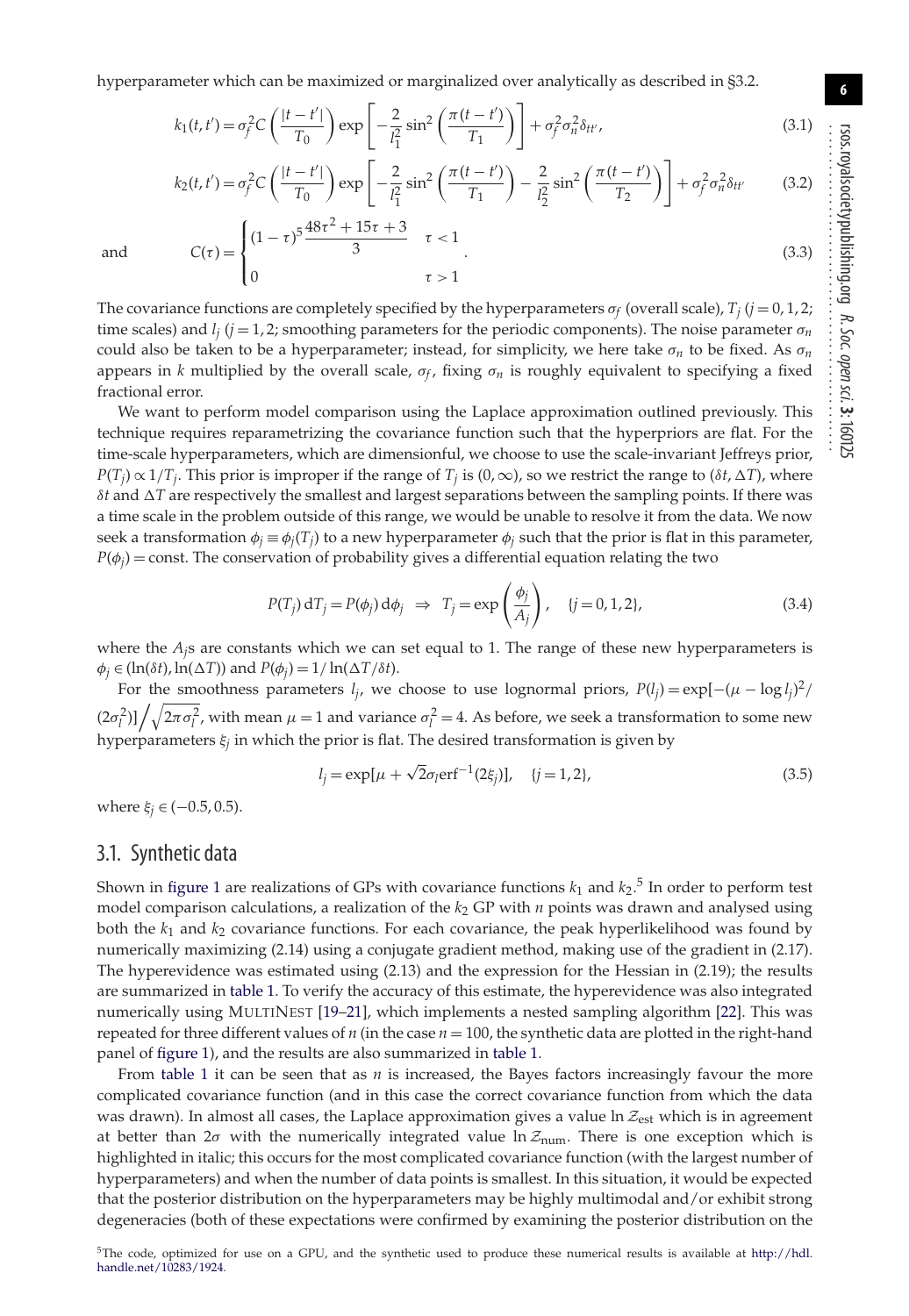hyperparameter which can be maximized or marginalized over analytically as described in §3.2.

$$k_1(t,t') = \sigma_f^2 C\left(\frac{|t-t'|}{T_0}\right) \exp\left[-\frac{2}{l_1^2}\sin^2\left(\frac{\pi(t-t')}{T_1}\right)\right] + \sigma_f^2\sigma_n^2\delta_{tt'}, \tag{3.1}$$

$$k_2(t,t') = \sigma_f^2 C\left(\frac{|t-t'|}{T_0}\right) \exp\left[-\frac{2}{l_1^2}\sin^2\left(\frac{\pi(t-t')}{T_1}\right) - \frac{2}{l_2^2}\sin^2\left(\frac{\pi(t-t')}{T_2}\right)\right] + \sigma_f^2\sigma_n^2\delta_{tt'} \tag{3.2}$$

and

$$C(\tau) = \begin{cases} (1-\tau)^5 \dfrac{48\tau^2 + 15\tau + 3}{3} & \tau < 1 \\ 0 & \tau > 1 \end{cases}. \tag{3.3}$$

The covariance functions are completely specified by the hyperparameters $\sigma_f$ (overall scale), $T_j$ ($j = 0, 1, 2$; time scales) and $l_j$ ($j = 1, 2$; smoothing parameters for the periodic components). The noise parameter $\sigma_n$ could also be taken to be a hyperparameter; instead, for simplicity, we here take $\sigma_n$ to be fixed. As $\sigma_n$ appears in $k$ multiplied by the overall scale, $\sigma_f$, fixing $\sigma_n$ is roughly equivalent to specifying a fixed fractional error.

We want to perform model comparison using the Laplace approximation outlined previously. This technique requires reparametrizing the covariance function such that the hyperpriors are flat. For the time-scale hyperparameters, which are dimensionful, we choose to use the scale-invariant Jeffreys prior, $P(T_j) \propto 1/T_j$. This prior is improper if the range of $T_j$ is $(0, \infty)$, so we restrict the range to $(\delta t, \Delta T)$, where $\delta t$ and $\Delta T$ are respectively the smallest and largest separations between the sampling points. If there was a time scale in the problem outside of this range, we would be unable to resolve it from the data. We now seek a transformation $\phi_j \equiv \phi_j(T_j)$ to a new hyperparameter $\phi_j$ such that the prior is flat in this parameter, $P(\phi_j) = \text{const}$. The conservation of probability gives a differential equation relating the two

$$P(T_j)\,\mathrm{d}T_j = P(\phi_j)\,\mathrm{d}\phi_j \;\Rightarrow\; T_j = \exp\left(\frac{\phi_j}{A_j}\right), \quad \{j = 0, 1, 2\}, \tag{3.4}$$

where the $A_j$s are constants which we can set equal to 1. The range of these new hyperparameters is $\phi_j \in (\ln(\delta t), \ln(\Delta T))$ and $P(\phi_j) = 1/\ln(\Delta T/\delta t)$.

For the smoothness parameters $l_j$, we choose to use lognormal priors, $P(l_j) = \exp[-(\mu - \log l_j)^2/(2\sigma_l^2)]\Big/\sqrt{2\pi\sigma_l^2}$, with mean $\mu = 1$ and variance $\sigma_l^2 = 4$. As before, we seek a transformation to some new hyperparameters $\xi_j$ in which the prior is flat. The desired transformation is given by

$$l_j = \exp[\mu + \sqrt{2}\sigma_l \operatorname{erf}^{-1}(2\xi_j)], \quad \{j = 1, 2\}, \tag{3.5}$$

where $\xi_j \in (-0.5, 0.5)$.

## 3.1. Synthetic data

Shown in figure 1 are realizations of GPs with covariance functions $k_1$ and $k_2$.[5] In order to perform test model comparison calculations, a realization of the $k_2$ GP with $n$ points was drawn and analysed using both the $k_1$ and $k_2$ covariance functions. For each covariance, the peak hyperlikelihood was found by numerically maximizing (2.14) using a conjugate gradient method, making use of the gradient in (2.17). The hyperevidence was estimated using (2.13) and the expression for the Hessian in (2.19); the results are summarized in table 1. To verify the accuracy of this estimate, the hyperevidence was also integrated numerically using MultiNest [19–21], which implements a nested sampling algorithm [22]. This was repeated for three different values of $n$ (in the case $n = 100$, the synthetic data are plotted in the right-hand panel of figure 1), and the results are also summarized in table 1.

From table 1 it can be seen that as $n$ is increased, the Bayes factors increasingly favour the more complicated covariance function (and in this case the correct covariance function from which the data was drawn). In almost all cases, the Laplace approximation gives a value $\ln \mathcal{Z}_{\text{est}}$ which is in agreement at better than $2\sigma$ with the numerically integrated value $\ln \mathcal{Z}_{\text{num}}$. There is one exception which is highlighted in italic; this occurs for the most complicated covariance function (with the largest number of hyperparameters) and when the number of data points is smallest. In this situation, it would be expected that the posterior distribution on the hyperparameters may be highly multimodal and/or exhibit strong degeneracies (both of these expectations were confirmed by examining the posterior distribution on the

[5]The code, optimized for use on a GPU, and the synthetic used to produce these numerical results is available at http://hdl.handle.net/10283/1924.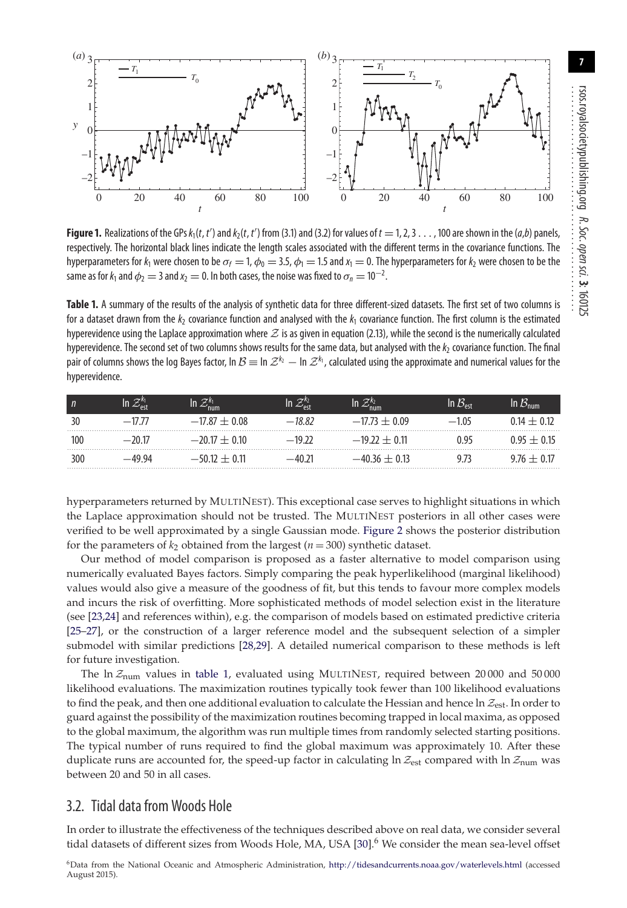**Figure 1.** Realizations of the GPs $k_1(t,t')$ and $k_2(t,t')$ from (3.1) and (3.2) for values of $t = 1, 2, 3 \ldots, 100$ are shown in the (*a*,*b*) panels, respectively. The horizontal black lines indicate the length scales associated with the different terms in the covariance functions. The hyperparameters for $k_1$ were chosen to be $\sigma_f = 1$, $\phi_0 = 3.5$, $\phi_1 = 1.5$ and $x_1 = 0$. The hyperparameters for $k_2$ were chosen to be the same as for $k_1$ and $\phi_2 = 3$ and $x_2 = 0$. In both cases, the noise was fixed to $\sigma_n = 10^{-2}$.

**Table 1.** A summary of the results of the analysis of synthetic data for three different-sized datasets. The first set of two columns is for a dataset drawn from the $k_2$ covariance function and analysed with the $k_1$ covariance function. The first column is the estimated hyperevidence using the Laplace approximation where $\mathcal{Z}$ is as given in equation (2.13), while the second is the numerically calculated hyperevidence. The second set of two columns shows results for the same data, but analysed with the $k_2$ covariance function. The final pair of columns shows the log Bayes factor, $\ln \mathcal{B} \equiv \ln \mathcal{Z}^{k_2} - \ln \mathcal{Z}^{k_1}$, calculated using the approximate and numerical values for the hyperevidence.

| $n$ | $\ln \mathcal{Z}^{k_1}_{\mathrm{est}}$ | $\ln \mathcal{Z}^{k_1}_{\mathrm{num}}$ | $\ln \mathcal{Z}^{k_2}_{\mathrm{est}}$ | $\ln \mathcal{Z}^{k_2}_{\mathrm{num}}$ | $\ln \mathcal{B}_{\mathrm{est}}$ | $\ln \mathcal{B}_{\mathrm{num}}$ |
|---|---|---|---|---|---|---|
| 30 | −17.77 | $-17.87 \pm 0.08$ | *−18.82* | $-17.73 \pm 0.09$ | −1.05 | $0.14 \pm 0.12$ |
| 100 | −20.17 | $-20.17 \pm 0.10$ | −19.22 | $-19.22 \pm 0.11$ | 0.95 | $0.95 \pm 0.15$ |
| 300 | −49.94 | $-50.12 \pm 0.11$ | −40.21 | $-40.36 \pm 0.13$ | 9.73 | $9.76 \pm 0.17$ |

hyperparameters returned by MultiNest). This exceptional case serves to highlight situations in which the Laplace approximation should not be trusted. The MultiNest posteriors in all other cases were verified to be well approximated by a single Gaussian mode. Figure 2 shows the posterior distribution for the parameters of $k_2$ obtained from the largest ($n = 300$) synthetic dataset.

Our method of model comparison is proposed as a faster alternative to model comparison using numerically evaluated Bayes factors. Simply comparing the peak hyperlikelihood (marginal likelihood) values would also give a measure of the goodness of fit, but this tends to favour more complex models and incurs the risk of overfitting. More sophisticated methods of model selection exist in the literature (see [23,24] and references within), e.g. the comparison of models based on estimated predictive criteria [25–27], or the construction of a larger reference model and the subsequent selection of a simpler submodel with similar predictions [28,29]. A detailed numerical comparison to these methods is left for future investigation.

The $\ln \mathcal{Z}_{\mathrm{num}}$ values in table 1, evaluated using MultiNest, required between 20 000 and 50 000 likelihood evaluations. The maximization routines typically took fewer than 100 likelihood evaluations to find the peak, and then one additional evaluation to calculate the Hessian and hence $\ln \mathcal{Z}_{\mathrm{est}}$. In order to guard against the possibility of the maximization routines becoming trapped in local maxima, as opposed to the global maximum, the algorithm was run multiple times from randomly selected starting positions. The typical number of runs required to find the global maximum was approximately 10. After these duplicate runs are accounted for, the speed-up factor in calculating $\ln \mathcal{Z}_{\mathrm{est}}$ compared with $\ln \mathcal{Z}_{\mathrm{num}}$ was between 20 and 50 in all cases.

## 3.2. Tidal data from Woods Hole

In order to illustrate the effectiveness of the techniques described above on real data, we consider several tidal datasets of different sizes from Woods Hole, MA, USA [30].[6] We consider the mean sea-level offset

[6]Data from the National Oceanic and Atmospheric Administration, http://tidesandcurrents.noaa.gov/waterlevels.html (accessed August 2015).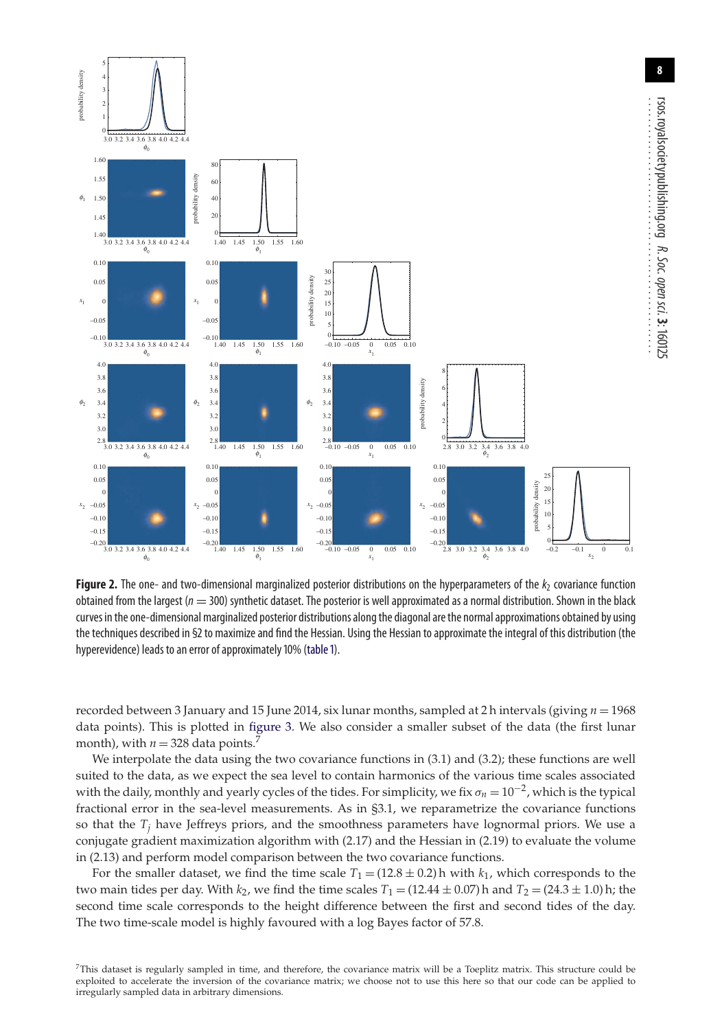**Figure 2.** The one- and two-dimensional marginalized posterior distributions on the hyperparameters of the $k_2$ covariance function obtained from the largest ($n = 300$) synthetic dataset. The posterior is well approximated as a normal distribution. Shown in the black curves in the one-dimensional marginalized posterior distributions along the diagonal are the normal approximations obtained by using the techniques described in §2 to maximize and find the Hessian. Using the Hessian to approximate the integral of this distribution (the hyperevidence) leads to an error of approximately 10% (table 1).

recorded between 3 January and 15 June 2014, six lunar months, sampled at 2 h intervals (giving $n = 1968$ data points). This is plotted in figure 3. We also consider a smaller subset of the data (the first lunar month), with $n = 328$ data points.[7]

We interpolate the data using the two covariance functions in (3.1) and (3.2); these functions are well suited to the data, as we expect the sea level to contain harmonics of the various time scales associated with the daily, monthly and yearly cycles of the tides. For simplicity, we fix $\sigma_n = 10^{-2}$, which is the typical fractional error in the sea-level measurements. As in §3.1, we reparametrize the covariance functions so that the $T_j$ have Jeffreys priors, and the smoothness parameters have lognormal priors. We use a conjugate gradient maximization algorithm with (2.17) and the Hessian in (2.19) to evaluate the volume in (2.13) and perform model comparison between the two covariance functions.

For the smaller dataset, we find the time scale $T_1 = (12.8 \pm 0.2)$ h with $k_1$, which corresponds to the two main tides per day. With $k_2$, we find the time scales $T_1 = (12.44 \pm 0.07)$ h and $T_2 = (24.3 \pm 1.0)$ h; the second time scale corresponds to the height difference between the first and second tides of the day. The two time-scale model is highly favoured with a log Bayes factor of 57.8.

[7] This dataset is regularly sampled in time, and therefore, the covariance matrix will be a Toeplitz matrix. This structure could be exploited to accelerate the inversion of the covariance matrix; we choose not to use this here so that our code can be applied to irregularly sampled data in arbitrary dimensions.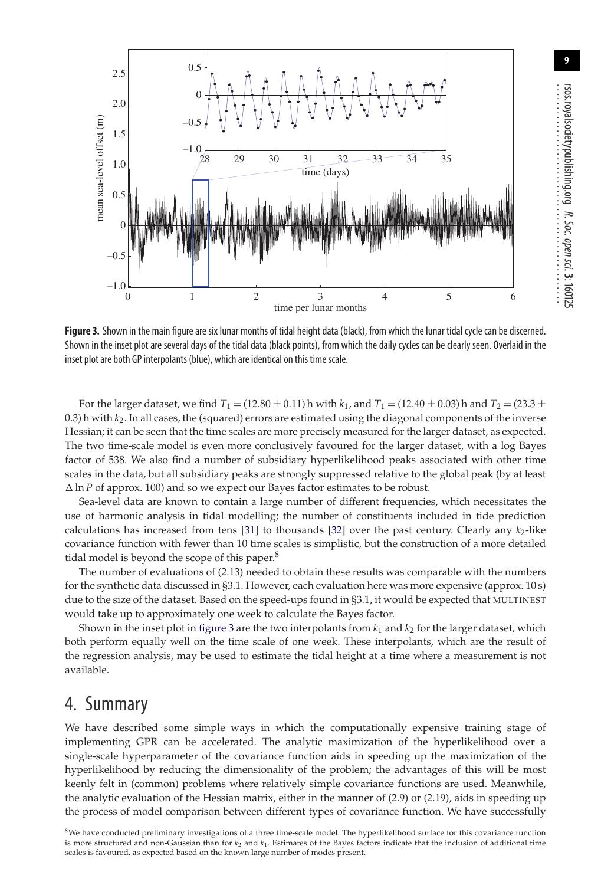**Figure 3.** Shown in the main figure are six lunar months of tidal height data (black), from which the lunar tidal cycle can be discerned. Shown in the inset plot are several days of the tidal data (black points), from which the daily cycles can be clearly seen. Overlaid in the inset plot are both GP interpolants (blue), which are identical on this time scale.

For the larger dataset, we find $T_1 = (12.80 \pm 0.11)$ h with $k_1$, and $T_1 = (12.40 \pm 0.03)$ h and $T_2 = (23.3 \pm 0.3)$ h with $k_2$. In all cases, the (squared) errors are estimated using the diagonal components of the inverse Hessian; it can be seen that the time scales are more precisely measured for the larger dataset, as expected. The two time-scale model is even more conclusively favoured for the larger dataset, with a log Bayes factor of 538. We also find a number of subsidiary hyperlikelihood peaks associated with other time scales in the data, but all subsidiary peaks are strongly suppressed relative to the global peak (by at least $\Delta \ln P$ of approx. 100) and so we expect our Bayes factor estimates to be robust.

Sea-level data are known to contain a large number of different frequencies, which necessitates the use of harmonic analysis in tidal modelling; the number of constituents included in tide prediction calculations has increased from tens [31] to thousands [32] over the past century. Clearly any $k_2$-like covariance function with fewer than 10 time scales is simplistic, but the construction of a more detailed tidal model is beyond the scope of this paper.[8]

The number of evaluations of (2.13) needed to obtain these results was comparable with the numbers for the synthetic data discussed in §3.1. However, each evaluation here was more expensive (approx. 10 s) due to the size of the dataset. Based on the speed-ups found in §3.1, it would be expected that MULTINEST would take up to approximately one week to calculate the Bayes factor.

Shown in the inset plot in figure 3 are the two interpolants from $k_1$ and $k_2$ for the larger dataset, which both perform equally well on the time scale of one week. These interpolants, which are the result of the regression analysis, may be used to estimate the tidal height at a time where a measurement is not available.

## 4. Summary

We have described some simple ways in which the computationally expensive training stage of implementing GPR can be accelerated. The analytic maximization of the hyperlikelihood over a single-scale hyperparameter of the covariance function aids in speeding up the maximization of the hyperlikelihood by reducing the dimensionality of the problem; the advantages of this will be most keenly felt in (common) problems where relatively simple covariance functions are used. Meanwhile, the analytic evaluation of the Hessian matrix, either in the manner of (2.9) or (2.19), aids in speeding up the process of model comparison between different types of covariance function. We have successfully

[8] We have conducted preliminary investigations of a three time-scale model. The hyperlikelihood surface for this covariance function is more structured and non-Gaussian than for $k_2$ and $k_1$. Estimates of the Bayes factors indicate that the inclusion of additional time scales is favoured, as expected based on the known large number of modes present.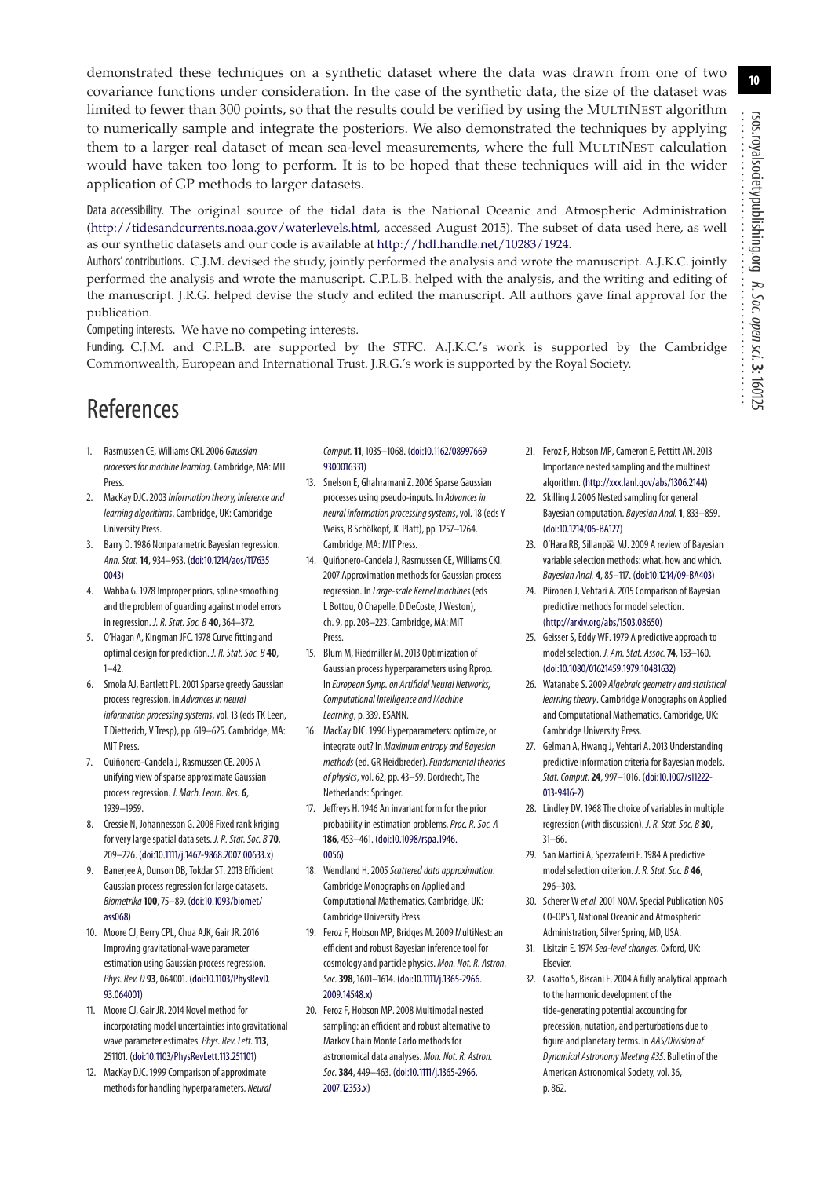demonstrated these techniques on a synthetic dataset where the data was drawn from one of two covariance functions under consideration. In the case of the synthetic data, the size of the dataset was limited to fewer than 300 points, so that the results could be verified by using the MultiNest algorithm to numerically sample and integrate the posteriors. We also demonstrated the techniques by applying them to a larger real dataset of mean sea-level measurements, where the full MultiNest calculation would have taken too long to perform. It is to be hoped that these techniques will aid in the wider application of GP methods to larger datasets.

Data accessibility. The original source of the tidal data is the National Oceanic and Atmospheric Administration (http://tidesandcurrents.noaa.gov/waterlevels.html, accessed August 2015). The subset of data used here, as well as our synthetic datasets and our code is available at http://hdl.handle.net/10283/1924.

Authors' contributions. C.J.M. devised the study, jointly performed the analysis and wrote the manuscript. A.J.K.C. jointly performed the analysis and wrote the manuscript. C.P.L.B. helped with the analysis, and the writing and editing of the manuscript. J.R.G. helped devise the study and edited the manuscript. All authors gave final approval for the publication.

Competing interests. We have no competing interests.

Funding. C.J.M. and C.P.L.B. are supported by the STFC. A.J.K.C.'s work is supported by the Cambridge Commonwealth, European and International Trust. J.R.G.'s work is supported by the Royal Society.

# References

1. Rasmussen CE, Williams CKI. 2006 *Gaussian processes for machine learning*. Cambridge, MA: MIT Press.
2. MacKay DJC. 2003 *Information theory, inference and learning algorithms*. Cambridge, UK: Cambridge University Press.
3. Barry D. 1986 Nonparametric Bayesian regression. *Ann. Stat.* **14**, 934–953. (doi:10.1214/aos/1176350043)
4. Wahba G. 1978 Improper priors, spline smoothing and the problem of guarding against model errors in regression. *J. R. Stat. Soc. B* **40**, 364–372.
5. O'Hagan A, Kingman JFC. 1978 Curve fitting and optimal design for prediction. *J. R. Stat. Soc. B* **40**, 1–42.
6. Smola AJ, Bartlett PL. 2001 Sparse greedy Gaussian process regression. in *Advances in neural information processing systems*, vol. 13 (eds TK Leen, T Dietterich, V Tresp), pp. 619–625. Cambridge, MA: MIT Press.
7. Quiñonero-Candela J, Rasmussen CE. 2005 A unifying view of sparse approximate Gaussian process regression. *J. Mach. Learn. Res.* **6**, 1939–1959.
8. Cressie N, Johannesson G. 2008 Fixed rank kriging for very large spatial data sets. *J. R. Stat. Soc. B* **70**, 209–226. (doi:10.1111/j.1467-9868.2007.00633.x)
9. Banerjee A, Dunson DB, Tokdar ST. 2013 Efficient Gaussian process regression for large datasets. *Biometrika* **100**, 75–89. (doi:10.1093/biomet/ass068)
10. Moore CJ, Berry CPL, Chua AJK, Gair JR. 2016 Improving gravitational-wave parameter estimation using Gaussian process regression. *Phys. Rev. D* **93**, 064001. (doi:10.1103/PhysRevD.93.064001)
11. Moore CJ, Gair JR. 2014 Novel method for incorporating model uncertainties into gravitational wave parameter estimates. *Phys. Rev. Lett.* **113**, 251101. (doi:10.1103/PhysRevLett.113.251101)
12. MacKay DJC. 1999 Comparison of approximate methods for handling hyperparameters. *Neural Comput.* **11**, 1035–1068. (doi:10.1162/089976699300016331)
13. Snelson E, Ghahramani Z. 2006 Sparse Gaussian processes using pseudo-inputs. In *Advances in neural information processing systems*, vol. 18 (eds Y Weiss, B Schölkopf, JC Platt), pp. 1257–1264. Cambridge, MA: MIT Press.
14. Quiñonero-Candela J, Rasmussen CE, Williams CKI. 2007 Approximation methods for Gaussian process regression. In *Large-scale Kernel machines* (eds L Bottou, O Chapelle, D DeCoste, J Weston), ch. 9, pp. 203–223. Cambridge, MA: MIT Press.
15. Blum M, Riedmiller M. 2013 Optimization of Gaussian process hyperparameters using Rprop. In *European Symp. on Artificial Neural Networks, Computational Intelligence and Machine Learning*, p. 339. ESANN.
16. MacKay DJC. 1996 Hyperparameters: optimize, or integrate out? In *Maximum entropy and Bayesian methods* (ed. GR Heidbreder). *Fundamental theories of physics*, vol. 62, pp. 43–59. Dordrecht, The Netherlands: Springer.
17. Jeffreys H. 1946 An invariant form for the prior probability in estimation problems. *Proc. R. Soc. A* **186**, 453–461. (doi:10.1098/rspa.1946.0056)
18. Wendland H. 2005 *Scattered data approximation*. Cambridge Monographs on Applied and Computational Mathematics. Cambridge, UK: Cambridge University Press.
19. Feroz F, Hobson MP, Bridges M. 2009 MultiNest: an efficient and robust Bayesian inference tool for cosmology and particle physics. *Mon. Not. R. Astron. Soc.* **398**, 1601–1614. (doi:10.1111/j.1365-2966.2009.14548.x)
20. Feroz F, Hobson MP. 2008 Multimodal nested sampling: an efficient and robust alternative to Markov Chain Monte Carlo methods for astronomical data analyses. *Mon. Not. R. Astron. Soc.* **384**, 449–463. (doi:10.1111/j.1365-2966.2007.12353.x)
21. Feroz F, Hobson MP, Cameron E, Pettitt AN. 2013 Importance nested sampling and the multinest algorithm. (http://xxx.lanl.gov/abs/1306.2144)
22. Skilling J. 2006 Nested sampling for general Bayesian computation. *Bayesian Anal.* **1**, 833–859. (doi:10.1214/06-BA127)
23. O'Hara RB, Sillanpää MJ. 2009 A review of Bayesian variable selection methods: what, how and which. *Bayesian Anal.* **4**, 85–117. (doi:10.1214/09-BA403)
24. Piironen J, Vehtari A. 2015 Comparison of Bayesian predictive methods for model selection. (http://arxiv.org/abs/1503.08650)
25. Geisser S, Eddy WF. 1979 A predictive approach to model selection. *J. Am. Stat. Assoc.* **74**, 153–160. (doi:10.1080/01621459.1979.10481632)
26. Watanabe S. 2009 *Algebraic geometry and statistical learning theory*. Cambridge Monographs on Applied and Computational Mathematics. Cambridge, UK: Cambridge University Press.
27. Gelman A, Hwang J, Vehtari A. 2013 Understanding predictive information criteria for Bayesian models. *Stat. Comput.* **24**, 997–1016. (doi:10.1007/s11222-013-9416-2)
28. Lindley DV. 1968 The choice of variables in multiple regression (with discussion). *J. R. Stat. Soc. B* **30**, 31–66.
29. San Martini A, Spezzaferri F. 1984 A predictive model selection criterion. *J. R. Stat. Soc. B* **46**, 296–303.
30. Scherer W *et al.* 2001 NOAA Special Publication NOS CO-OPS 1, National Oceanic and Atmospheric Administration, Silver Spring, MD, USA.
31. Lisitzin E. 1974 *Sea-level changes*. Oxford, UK: Elsevier.
32. Casotto S, Biscani F. 2004 A fully analytical approach to the harmonic development of the tide-generating potential accounting for precession, nutation, and perturbations due to figure and planetary terms. In *AAS/Division of Dynamical Astronomy Meeting #35*. Bulletin of the American Astronomical Society, vol. 36, p. 862.